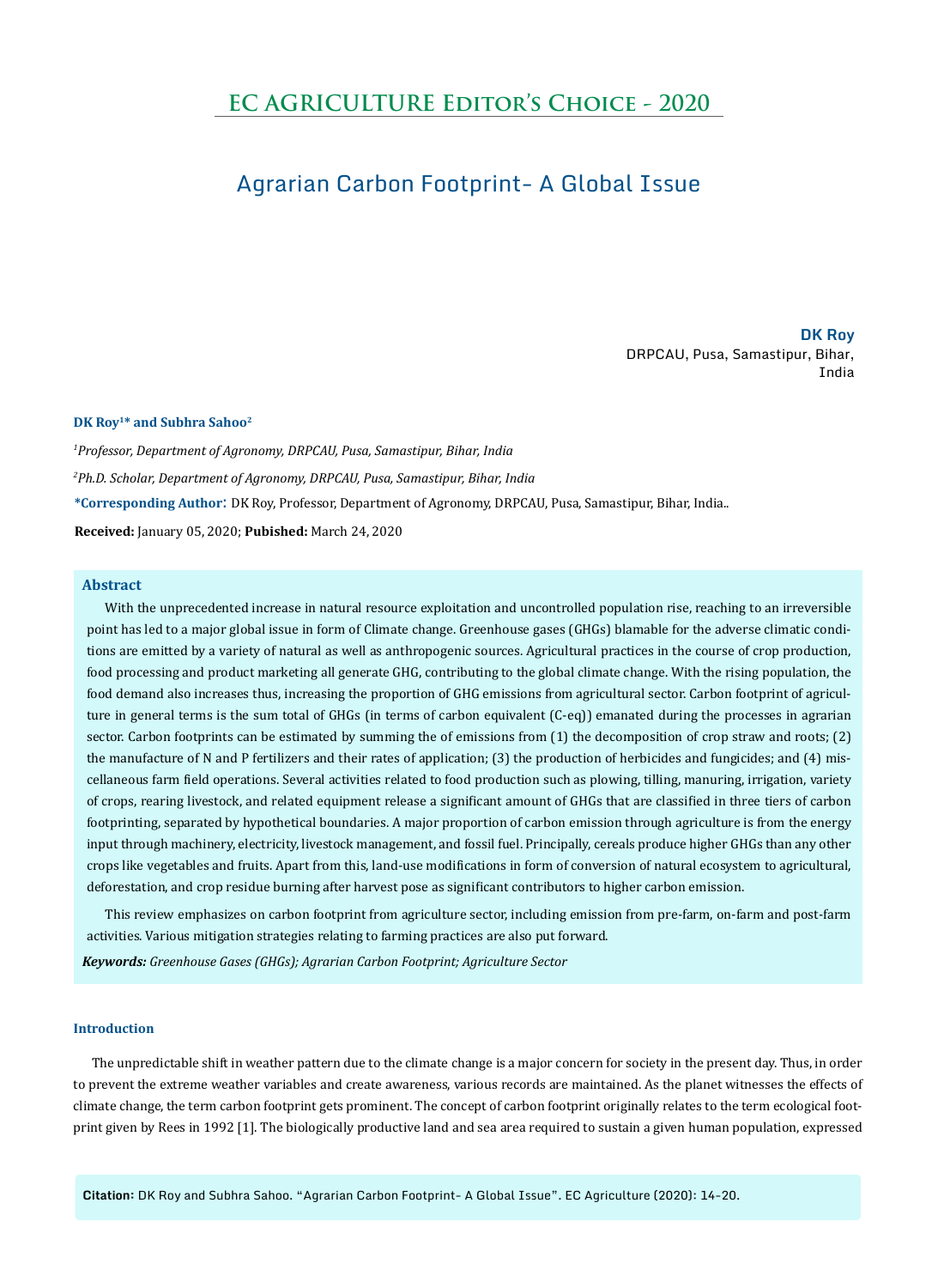# EC AGRICULTURE Editor's Choice - 2020

## Agrarian Carbon Footprint- A Global Issue

**DK Roy**

DRPCAU, Pusa, Samastipur, Bihar, India

**DK Roy[1]* and Subhra Sahoo[2]**

*[1]Professor, Department of Agronomy, DRPCAU, Pusa, Samastipur, Bihar, India*

*[2]Ph.D. Scholar, Department of Agronomy, DRPCAU, Pusa, Samastipur, Bihar, India*

***Corresponding Author**: DK Roy, Professor, Department of Agronomy, DRPCAU, Pusa, Samastipur, Bihar, India..

**Received:** January 05, 2020; **Pubished:** March 24, 2020

### Abstract

With the unprecedented increase in natural resource exploitation and uncontrolled population rise, reaching to an irreversible point has led to a major global issue in form of Climate change. Greenhouse gases (GHGs) blamable for the adverse climatic conditions are emitted by a variety of natural as well as anthropogenic sources. Agricultural practices in the course of crop production, food processing and product marketing all generate GHG, contributing to the global climate change. With the rising population, the food demand also increases thus, increasing the proportion of GHG emissions from agricultural sector. Carbon footprint of agriculture in general terms is the sum total of GHGs (in terms of carbon equivalent (C-eq)) emanated during the processes in agrarian sector. Carbon footprints can be estimated by summing the of emissions from (1) the decomposition of crop straw and roots; (2) the manufacture of N and P fertilizers and their rates of application; (3) the production of herbicides and fungicides; and (4) miscellaneous farm field operations. Several activities related to food production such as plowing, tilling, manuring, irrigation, variety of crops, rearing livestock, and related equipment release a significant amount of GHGs that are classified in three tiers of carbon footprinting, separated by hypothetical boundaries. A major proportion of carbon emission through agriculture is from the energy input through machinery, electricity, livestock management, and fossil fuel. Principally, cereals produce higher GHGs than any other crops like vegetables and fruits. Apart from this, land-use modifications in form of conversion of natural ecosystem to agricultural, deforestation, and crop residue burning after harvest pose as significant contributors to higher carbon emission.

This review emphasizes on carbon footprint from agriculture sector, including emission from pre-farm, on-farm and post-farm activities. Various mitigation strategies relating to farming practices are also put forward.

***Keywords:*** *Greenhouse Gases (GHGs); Agrarian Carbon Footprint; Agriculture Sector*

### Introduction

The unpredictable shift in weather pattern due to the climate change is a major concern for society in the present day. Thus, in order to prevent the extreme weather variables and create awareness, various records are maintained. As the planet witnesses the effects of climate change, the term carbon footprint gets prominent. The concept of carbon footprint originally relates to the term ecological footprint given by Rees in 1992 [1]. The biologically productive land and sea area required to sustain a given human population, expressed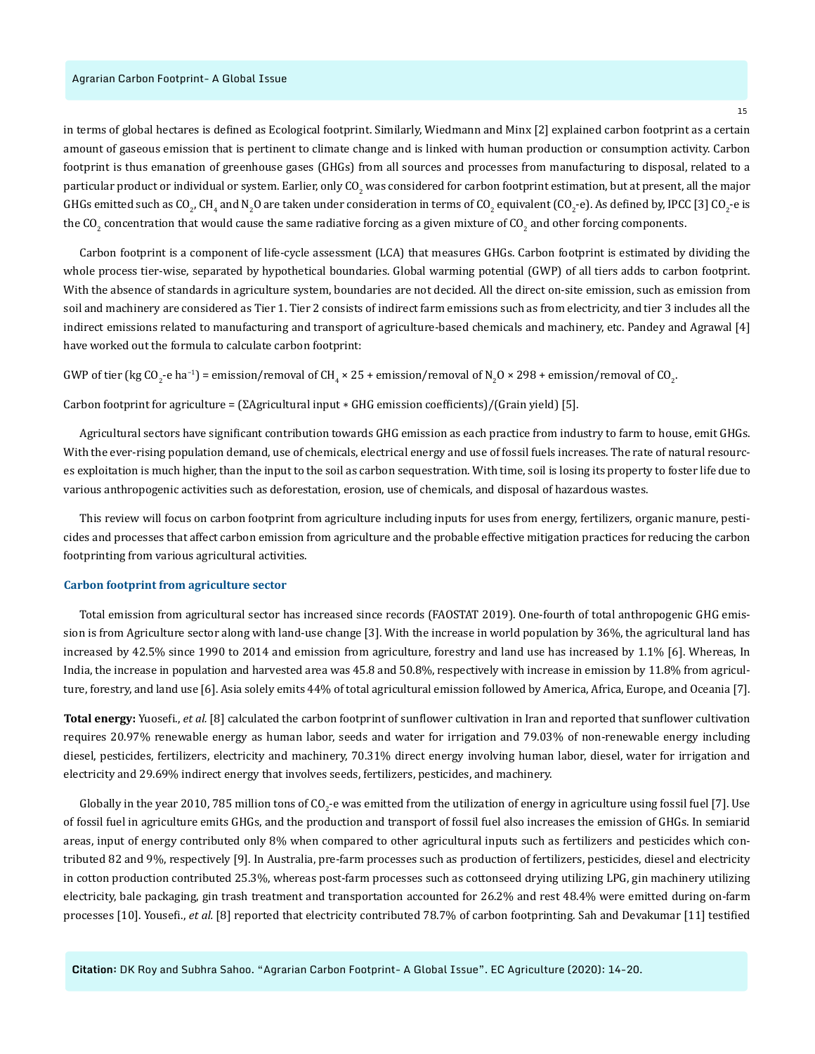in terms of global hectares is defined as Ecological footprint. Similarly, Wiedmann and Minx [2] explained carbon footprint as a certain amount of gaseous emission that is pertinent to climate change and is linked with human production or consumption activity. Carbon footprint is thus emanation of greenhouse gases (GHGs) from all sources and processes from manufacturing to disposal, related to a particular product or individual or system. Earlier, only $CO_2$ was considered for carbon footprint estimation, but at present, all the major GHGs emitted such as $CO_2$, $CH_4$ and $N_2O$ are taken under consideration in terms of $CO_2$ equivalent ($CO_2$-e). As defined by, IPCC [3] $CO_2$-e is the $CO_2$ concentration that would cause the same radiative forcing as a given mixture of $CO_2$ and other forcing components.

Carbon footprint is a component of life-cycle assessment (LCA) that measures GHGs. Carbon footprint is estimated by dividing the whole process tier-wise, separated by hypothetical boundaries. Global warming potential (GWP) of all tiers adds to carbon footprint. With the absence of standards in agriculture system, boundaries are not decided. All the direct on-site emission, such as emission from soil and machinery are considered as Tier 1. Tier 2 consists of indirect farm emissions such as from electricity, and tier 3 includes all the indirect emissions related to manufacturing and transport of agriculture-based chemicals and machinery, etc. Pandey and Agrawal [4] have worked out the formula to calculate carbon footprint:

GWP of tier (kg $CO_2$-e $ha^{-1}$) = emission/removal of $CH_4 \times 25$ + emission/removal of $N_2O \times 298$ + emission/removal of $CO_2$.

Carbon footprint for agriculture = (ΣAgricultural input ∗ GHG emission coefficients)/(Grain yield) [5].

Agricultural sectors have significant contribution towards GHG emission as each practice from industry to farm to house, emit GHGs. With the ever-rising population demand, use of chemicals, electrical energy and use of fossil fuels increases. The rate of natural resources exploitation is much higher, than the input to the soil as carbon sequestration. With time, soil is losing its property to foster life due to various anthropogenic activities such as deforestation, erosion, use of chemicals, and disposal of hazardous wastes.

This review will focus on carbon footprint from agriculture including inputs for uses from energy, fertilizers, organic manure, pesticides and processes that affect carbon emission from agriculture and the probable effective mitigation practices for reducing the carbon footprinting from various agricultural activities.

## Carbon footprint from agriculture sector

Total emission from agricultural sector has increased since records (FAOSTAT 2019). One-fourth of total anthropogenic GHG emission is from Agriculture sector along with land-use change [3]. With the increase in world population by 36%, the agricultural land has increased by 42.5% since 1990 to 2014 and emission from agriculture, forestry and land use has increased by 1.1% [6]. Whereas, In India, the increase in population and harvested area was 45.8 and 50.8%, respectively with increase in emission by 11.8% from agriculture, forestry, and land use [6]. Asia solely emits 44% of total agricultural emission followed by America, Africa, Europe, and Oceania [7].

**Total energy:** Yuosefi., *et al.* [8] calculated the carbon footprint of sunflower cultivation in Iran and reported that sunflower cultivation requires 20.97% renewable energy as human labor, seeds and water for irrigation and 79.03% of non-renewable energy including diesel, pesticides, fertilizers, electricity and machinery, 70.31% direct energy involving human labor, diesel, water for irrigation and electricity and 29.69% indirect energy that involves seeds, fertilizers, pesticides, and machinery.

Globally in the year 2010, 785 million tons of $CO_2$-e was emitted from the utilization of energy in agriculture using fossil fuel [7]. Use of fossil fuel in agriculture emits GHGs, and the production and transport of fossil fuel also increases the emission of GHGs. In semiarid areas, input of energy contributed only 8% when compared to other agricultural inputs such as fertilizers and pesticides which contributed 82 and 9%, respectively [9]. In Australia, pre-farm processes such as production of fertilizers, pesticides, diesel and electricity in cotton production contributed 25.3%, whereas post-farm processes such as cottonseed drying utilizing LPG, gin machinery utilizing electricity, bale packaging, gin trash treatment and transportation accounted for 26.2% and rest 48.4% were emitted during on-farm processes [10]. Yousefi., *et al.* [8] reported that electricity contributed 78.7% of carbon footprinting. Sah and Devakumar [11] testified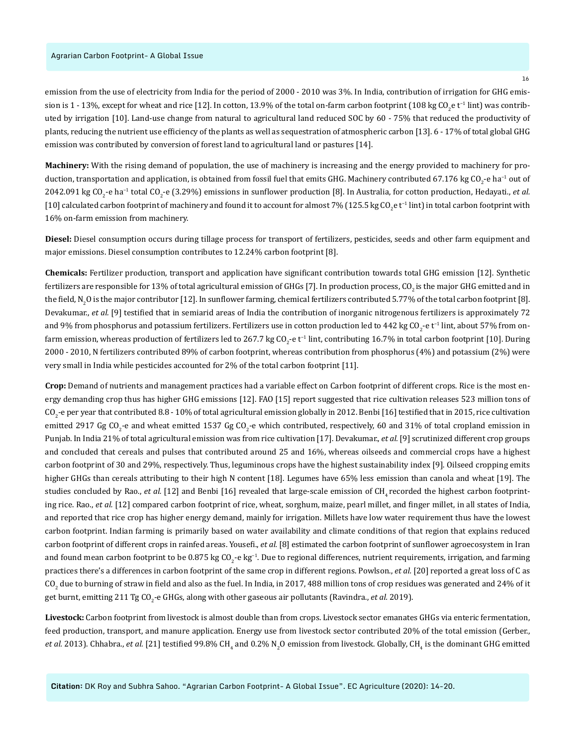emission from the use of electricity from India for the period of 2000 - 2010 was 3%. In India, contribution of irrigation for GHG emission is 1 - 13%, except for wheat and rice [12]. In cotton, 13.9% of the total on-farm carbon footprint (108 kg $CO_2$e $t^{-1}$ lint) was contributed by irrigation [10]. Land-use change from natural to agricultural land reduced SOC by 60 - 75% that reduced the productivity of plants, reducing the nutrient use efficiency of the plants as well as sequestration of atmospheric carbon [13]. 6 - 17% of total global GHG emission was contributed by conversion of forest land to agricultural land or pastures [14].

**Machinery:** With the rising demand of population, the use of machinery is increasing and the energy provided to machinery for production, transportation and application, is obtained from fossil fuel that emits GHG. Machinery contributed 67.176 kg $CO_2$-e $ha^{-1}$ out of 2042.091 kg $CO_2$-e $ha^{-1}$ total $CO_2$-e (3.29%) emissions in sunflower production [8]. In Australia, for cotton production, Hedayati., *et al.* [10] calculated carbon footprint of machinery and found it to account for almost 7% (125.5 kg $CO_2$e $t^{-1}$ lint) in total carbon footprint with 16% on-farm emission from machinery.

**Diesel:** Diesel consumption occurs during tillage process for transport of fertilizers, pesticides, seeds and other farm equipment and major emissions. Diesel consumption contributes to 12.24% carbon footprint [8].

**Chemicals:** Fertilizer production, transport and application have significant contribution towards total GHG emission [12]. Synthetic fertilizers are responsible for 13% of total agricultural emission of GHGs [7]. In production process, $CO_2$ is the major GHG emitted and in the field, $N_2O$ is the major contributor [12]. In sunflower farming, chemical fertilizers contributed 5.77% of the total carbon footprint [8]. Devakumar., *et al.* [9] testified that in semiarid areas of India the contribution of inorganic nitrogenous fertilizers is approximately 72 and 9% from phosphorus and potassium fertilizers. Fertilizers use in cotton production led to 442 kg $CO_2$-e $t^{-1}$ lint, about 57% from on-farm emission, whereas production of fertilizers led to 267.7 kg $CO_2$-e $t^{-1}$ lint, contributing 16.7% in total carbon footprint [10]. During 2000 - 2010, N fertilizers contributed 89% of carbon footprint, whereas contribution from phosphorus (4%) and potassium (2%) were very small in India while pesticides accounted for 2% of the total carbon footprint [11].

**Crop:** Demand of nutrients and management practices had a variable effect on Carbon footprint of different crops. Rice is the most energy demanding crop thus has higher GHG emissions [12]. FAO [15] report suggested that rice cultivation releases 523 million tons of $CO_2$-e per year that contributed 8.8 - 10% of total agricultural emission globally in 2012. Benbi [16] testified that in 2015, rice cultivation emitted 2917 Gg $CO_2$-e and wheat emitted 1537 Gg $CO_2$-e which contributed, respectively, 60 and 31% of total cropland emission in Punjab. In India 21% of total agricultural emission was from rice cultivation [17]. Devakumar., *et al.* [9] scrutinized different crop groups and concluded that cereals and pulses that contributed around 25 and 16%, whereas oilseeds and commercial crops have a highest carbon footprint of 30 and 29%, respectively. Thus, leguminous crops have the highest sustainability index [9]. Oilseed cropping emits higher GHGs than cereals attributing to their high N content [18]. Legumes have 65% less emission than canola and wheat [19]. The studies concluded by Rao., *et al.* [12] and Benbi [16] revealed that large-scale emission of $CH_4$ recorded the highest carbon footprinting rice. Rao., *et al.* [12] compared carbon footprint of rice, wheat, sorghum, maize, pearl millet, and finger millet, in all states of India, and reported that rice crop has higher energy demand, mainly for irrigation. Millets have low water requirement thus have the lowest carbon footprint. Indian farming is primarily based on water availability and climate conditions of that region that explains reduced carbon footprint of different crops in rainfed areas. Yousefi., *et al.* [8] estimated the carbon footprint of sunflower agroecosystem in Iran and found mean carbon footprint to be 0.875 kg $CO_2$-e $kg^{-1}$. Due to regional differences, nutrient requirements, irrigation, and farming practices there's a differences in carbon footprint of the same crop in different regions. Powlson., *et al.* [20] reported a great loss of C as $CO_2$ due to burning of straw in field and also as the fuel. In India, in 2017, 488 million tons of crop residues was generated and 24% of it get burnt, emitting 211 Tg $CO_2$-e GHGs, along with other gaseous air pollutants (Ravindra., *et al.* 2019).

**Livestock:** Carbon footprint from livestock is almost double than from crops. Livestock sector emanates GHGs via enteric fermentation, feed production, transport, and manure application. Energy use from livestock sector contributed 20% of the total emission (Gerber., *et al.* 2013). Chhabra., *et al.* [21] testified 99.8% $CH_4$ and 0.2% $N_2O$ emission from livestock. Globally, $CH_4$ is the dominant GHG emitted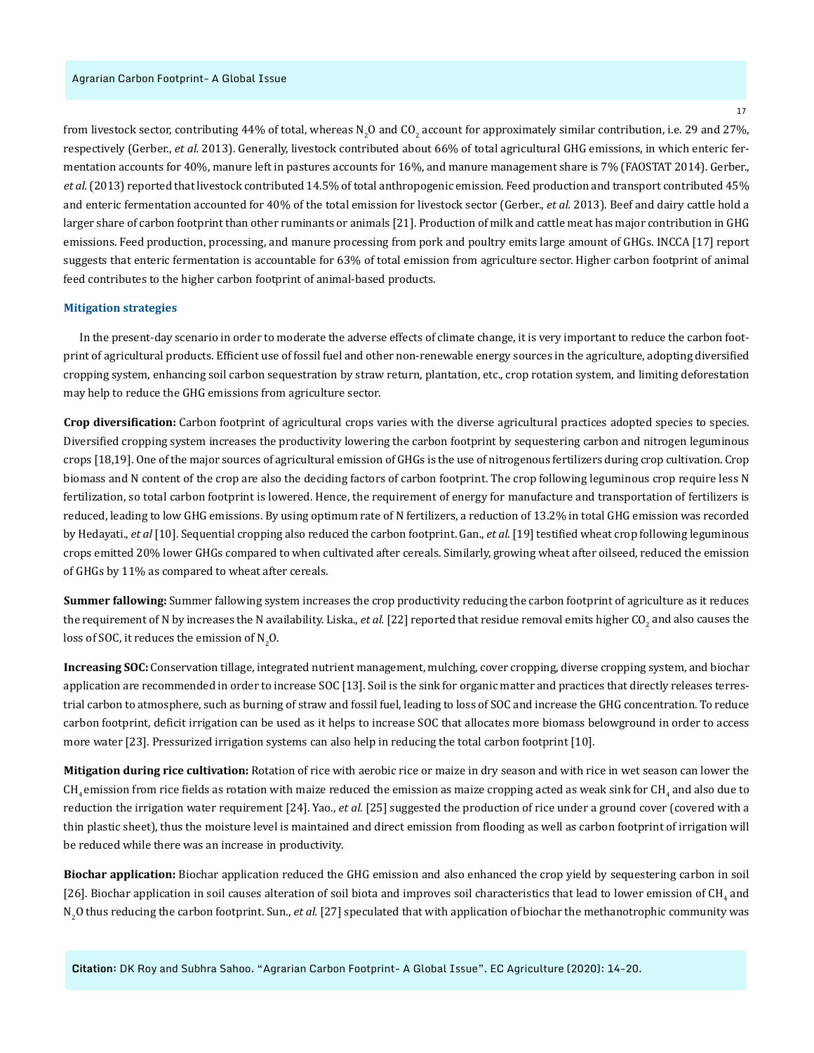from livestock sector, contributing 44% of total, whereas $N_2O$ and $CO_2$ account for approximately similar contribution, i.e. 29 and 27%, respectively (Gerber., *et al.* 2013). Generally, livestock contributed about 66% of total agricultural GHG emissions, in which enteric fermentation accounts for 40%, manure left in pastures accounts for 16%, and manure management share is 7% (FAOSTAT 2014). Gerber., *et al.* (2013) reported that livestock contributed 14.5% of total anthropogenic emission. Feed production and transport contributed 45% and enteric fermentation accounted for 40% of the total emission for livestock sector (Gerber., *et al.* 2013). Beef and dairy cattle hold a larger share of carbon footprint than other ruminants or animals [21]. Production of milk and cattle meat has major contribution in GHG emissions. Feed production, processing, and manure processing from pork and poultry emits large amount of GHGs. INCCA [17] report suggests that enteric fermentation is accountable for 63% of total emission from agriculture sector. Higher carbon footprint of animal feed contributes to the higher carbon footprint of animal-based products.

### Mitigation strategies

In the present-day scenario in order to moderate the adverse effects of climate change, it is very important to reduce the carbon footprint of agricultural products. Efficient use of fossil fuel and other non-renewable energy sources in the agriculture, adopting diversified cropping system, enhancing soil carbon sequestration by straw return, plantation, etc., crop rotation system, and limiting deforestation may help to reduce the GHG emissions from agriculture sector.

**Crop diversification:** Carbon footprint of agricultural crops varies with the diverse agricultural practices adopted species to species. Diversified cropping system increases the productivity lowering the carbon footprint by sequestering carbon and nitrogen leguminous crops [18,19]. One of the major sources of agricultural emission of GHGs is the use of nitrogenous fertilizers during crop cultivation. Crop biomass and N content of the crop are also the deciding factors of carbon footprint. The crop following leguminous crop require less N fertilization, so total carbon footprint is lowered. Hence, the requirement of energy for manufacture and transportation of fertilizers is reduced, leading to low GHG emissions. By using optimum rate of N fertilizers, a reduction of 13.2% in total GHG emission was recorded by Hedayati., *et al* [10]. Sequential cropping also reduced the carbon footprint. Gan., *et al.* [19] testified wheat crop following leguminous crops emitted 20% lower GHGs compared to when cultivated after cereals. Similarly, growing wheat after oilseed, reduced the emission of GHGs by 11% as compared to wheat after cereals.

**Summer fallowing:** Summer fallowing system increases the crop productivity reducing the carbon footprint of agriculture as it reduces the requirement of N by increases the N availability. Liska., *et al.* [22] reported that residue removal emits higher $CO_2$ and also causes the loss of SOC, it reduces the emission of $N_2O$.

**Increasing SOC:** Conservation tillage, integrated nutrient management, mulching, cover cropping, diverse cropping system, and biochar application are recommended in order to increase SOC [13]. Soil is the sink for organic matter and practices that directly releases terrestrial carbon to atmosphere, such as burning of straw and fossil fuel, leading to loss of SOC and increase the GHG concentration. To reduce carbon footprint, deficit irrigation can be used as it helps to increase SOC that allocates more biomass belowground in order to access more water [23]. Pressurized irrigation systems can also help in reducing the total carbon footprint [10].

**Mitigation during rice cultivation:** Rotation of rice with aerobic rice or maize in dry season and with rice in wet season can lower the $CH_4$ emission from rice fields as rotation with maize reduced the emission as maize cropping acted as weak sink for $CH_4$ and also due to reduction the irrigation water requirement [24]. Yao., *et al.* [25] suggested the production of rice under a ground cover (covered with a thin plastic sheet), thus the moisture level is maintained and direct emission from flooding as well as carbon footprint of irrigation will be reduced while there was an increase in productivity.

**Biochar application:** Biochar application reduced the GHG emission and also enhanced the crop yield by sequestering carbon in soil [26]. Biochar application in soil causes alteration of soil biota and improves soil characteristics that lead to lower emission of $CH_4$ and $N_2O$ thus reducing the carbon footprint. Sun., *et al.* [27] speculated that with application of biochar the methanotrophic community was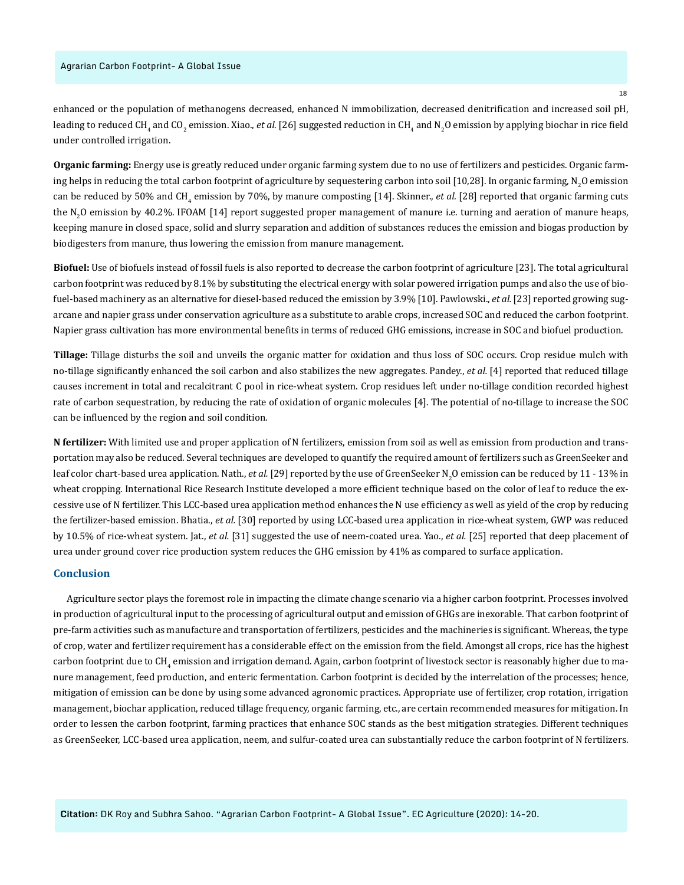enhanced or the population of methanogens decreased, enhanced N immobilization, decreased denitrification and increased soil pH, leading to reduced $CH_4$ and $CO_2$ emission. Xiao., *et al.* [26] suggested reduction in $CH_4$ and $N_2O$ emission by applying biochar in rice field under controlled irrigation.

**Organic farming:** Energy use is greatly reduced under organic farming system due to no use of fertilizers and pesticides. Organic farming helps in reducing the total carbon footprint of agriculture by sequestering carbon into soil [10,28]. In organic farming, $N_2O$ emission can be reduced by 50% and $CH_4$ emission by 70%, by manure composting [14]. Skinner., *et al.* [28] reported that organic farming cuts the $N_2O$ emission by 40.2%. IFOAM [14] report suggested proper management of manure i.e. turning and aeration of manure heaps, keeping manure in closed space, solid and slurry separation and addition of substances reduces the emission and biogas production by biodigesters from manure, thus lowering the emission from manure management.

**Biofuel:** Use of biofuels instead of fossil fuels is also reported to decrease the carbon footprint of agriculture [23]. The total agricultural carbon footprint was reduced by 8.1% by substituting the electrical energy with solar powered irrigation pumps and also the use of biofuel-based machinery as an alternative for diesel-based reduced the emission by 3.9% [10]. Pawlowski., *et al.* [23] reported growing sugarcane and napier grass under conservation agriculture as a substitute to arable crops, increased SOC and reduced the carbon footprint. Napier grass cultivation has more environmental benefits in terms of reduced GHG emissions, increase in SOC and biofuel production.

**Tillage:** Tillage disturbs the soil and unveils the organic matter for oxidation and thus loss of SOC occurs. Crop residue mulch with no-tillage significantly enhanced the soil carbon and also stabilizes the new aggregates. Pandey., *et al.* [4] reported that reduced tillage causes increment in total and recalcitrant C pool in rice-wheat system. Crop residues left under no-tillage condition recorded highest rate of carbon sequestration, by reducing the rate of oxidation of organic molecules [4]. The potential of no-tillage to increase the SOC can be influenced by the region and soil condition.

**N fertilizer:** With limited use and proper application of N fertilizers, emission from soil as well as emission from production and transportation may also be reduced. Several techniques are developed to quantify the required amount of fertilizers such as GreenSeeker and leaf color chart-based urea application. Nath., *et al.* [29] reported by the use of GreenSeeker $N_2O$ emission can be reduced by 11 - 13% in wheat cropping. International Rice Research Institute developed a more efficient technique based on the color of leaf to reduce the excessive use of N fertilizer. This LCC-based urea application method enhances the N use efficiency as well as yield of the crop by reducing the fertilizer-based emission. Bhatia., *et al.* [30] reported by using LCC-based urea application in rice-wheat system, GWP was reduced by 10.5% of rice-wheat system. Jat., *et al.* [31] suggested the use of neem-coated urea. Yao., *et al.* [25] reported that deep placement of urea under ground cover rice production system reduces the GHG emission by 41% as compared to surface application.

## Conclusion

Agriculture sector plays the foremost role in impacting the climate change scenario via a higher carbon footprint. Processes involved in production of agricultural input to the processing of agricultural output and emission of GHGs are inexorable. That carbon footprint of pre-farm activities such as manufacture and transportation of fertilizers, pesticides and the machineries is significant. Whereas, the type of crop, water and fertilizer requirement has a considerable effect on the emission from the field. Amongst all crops, rice has the highest carbon footprint due to $CH_4$ emission and irrigation demand. Again, carbon footprint of livestock sector is reasonably higher due to manure management, feed production, and enteric fermentation. Carbon footprint is decided by the interrelation of the processes; hence, mitigation of emission can be done by using some advanced agronomic practices. Appropriate use of fertilizer, crop rotation, irrigation management, biochar application, reduced tillage frequency, organic farming, etc., are certain recommended measures for mitigation. In order to lessen the carbon footprint, farming practices that enhance SOC stands as the best mitigation strategies. Different techniques as GreenSeeker, LCC-based urea application, neem, and sulfur-coated urea can substantially reduce the carbon footprint of N fertilizers.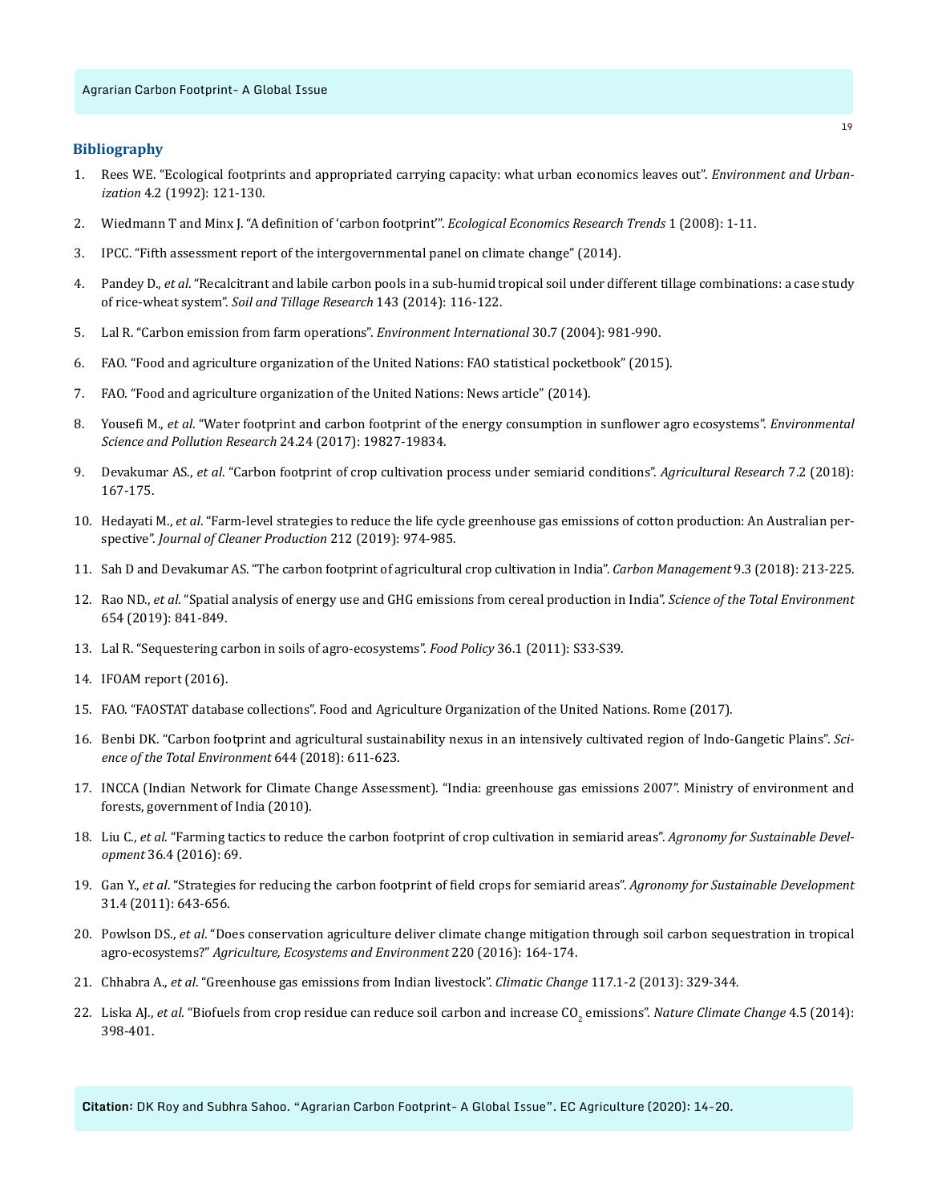## Bibliography

1. Rees WE. "Ecological footprints and appropriated carrying capacity: what urban economics leaves out". *Environment and Urbanization* 4.2 (1992): 121-130.
2. Wiedmann T and Minx J. "A definition of 'carbon footprint'". *Ecological Economics Research Trends* 1 (2008): 1-11.
3. IPCC. "Fifth assessment report of the intergovernmental panel on climate change" (2014).
4. Pandey D., *et al*. "Recalcitrant and labile carbon pools in a sub-humid tropical soil under different tillage combinations: a case study of rice-wheat system". *Soil and Tillage Research* 143 (2014): 116-122.
5. Lal R. "Carbon emission from farm operations". *Environment International* 30.7 (2004): 981-990.
6. FAO. "Food and agriculture organization of the United Nations: FAO statistical pocketbook" (2015).
7. FAO. "Food and agriculture organization of the United Nations: News article" (2014).
8. Yousefi M., *et al*. "Water footprint and carbon footprint of the energy consumption in sunflower agro ecosystems". *Environmental Science and Pollution Research* 24.24 (2017): 19827-19834.
9. Devakumar AS., *et al*. "Carbon footprint of crop cultivation process under semiarid conditions". *Agricultural Research* 7.2 (2018): 167-175.
10. Hedayati M., *et al*. "Farm-level strategies to reduce the life cycle greenhouse gas emissions of cotton production: An Australian perspective". *Journal of Cleaner Production* 212 (2019): 974-985.
11. Sah D and Devakumar AS. "The carbon footprint of agricultural crop cultivation in India". *Carbon Management* 9.3 (2018): 213-225.
12. Rao ND., *et al*. "Spatial analysis of energy use and GHG emissions from cereal production in India". *Science of the Total Environment* 654 (2019): 841-849.
13. Lal R. "Sequestering carbon in soils of agro-ecosystems". *Food Policy* 36.1 (2011): S33-S39.
14. IFOAM report (2016).
15. FAO. "FAOSTAT database collections". Food and Agriculture Organization of the United Nations. Rome (2017).
16. Benbi DK. "Carbon footprint and agricultural sustainability nexus in an intensively cultivated region of Indo-Gangetic Plains". *Science of the Total Environment* 644 (2018): 611-623.
17. INCCA (Indian Network for Climate Change Assessment). "India: greenhouse gas emissions 2007". Ministry of environment and forests, government of India (2010).
18. Liu C., *et al*. "Farming tactics to reduce the carbon footprint of crop cultivation in semiarid areas". *Agronomy for Sustainable Development* 36.4 (2016): 69.
19. Gan Y., *et al*. "Strategies for reducing the carbon footprint of field crops for semiarid areas". *Agronomy for Sustainable Development* 31.4 (2011): 643-656.
20. Powlson DS., *et al*. "Does conservation agriculture deliver climate change mitigation through soil carbon sequestration in tropical agro-ecosystems?" *Agriculture, Ecosystems and Environment* 220 (2016): 164-174.
21. Chhabra A., *et al*. "Greenhouse gas emissions from Indian livestock". *Climatic Change* 117.1-2 (2013): 329-344.
22. Liska AJ., *et al*. "Biofuels from crop residue can reduce soil carbon and increase $CO_2$ emissions". *Nature Climate Change* 4.5 (2014): 398-401.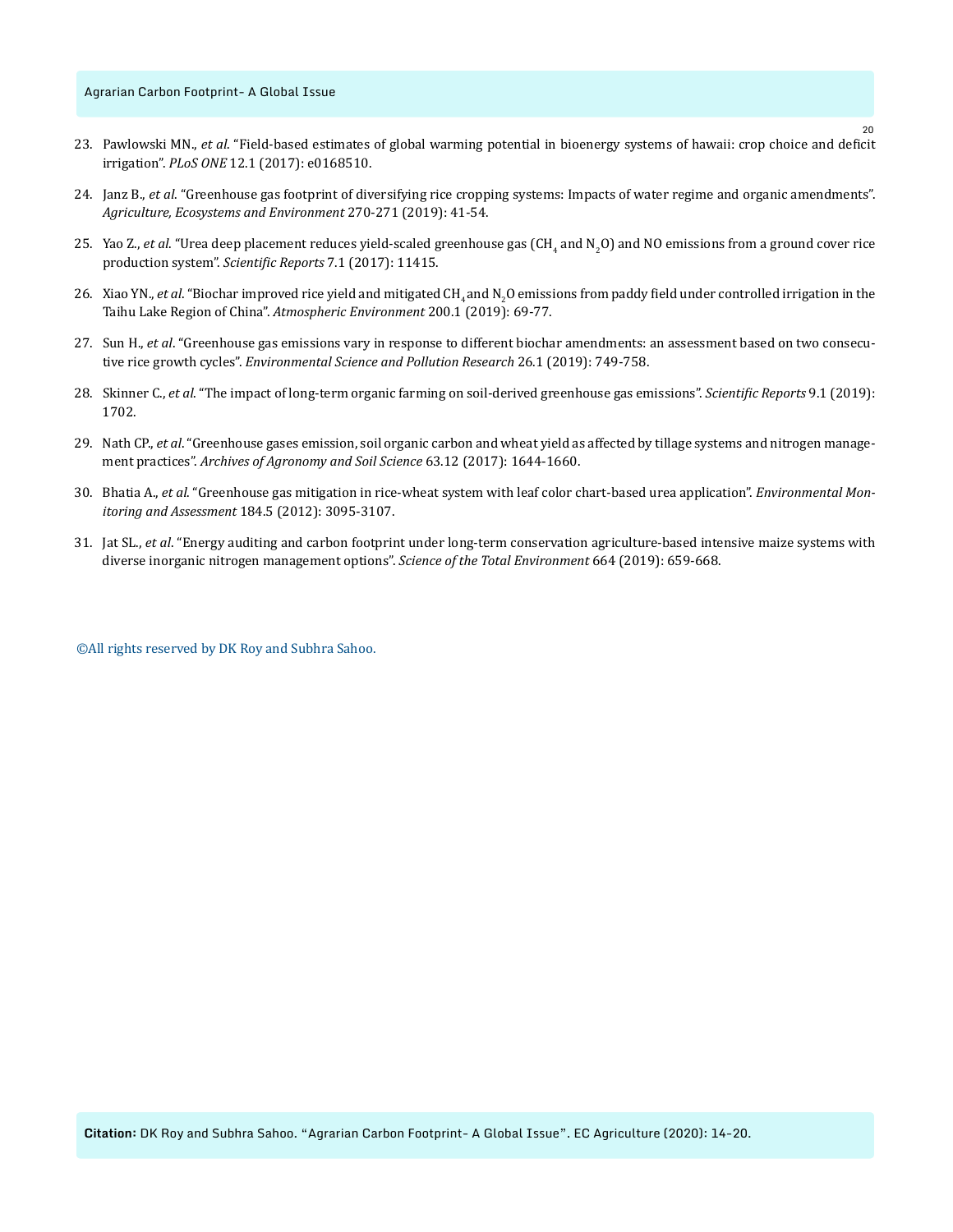23. Pawlowski MN., *et al*. "Field-based estimates of global warming potential in bioenergy systems of hawaii: crop choice and deficit irrigation". *PLoS ONE* 12.1 (2017): e0168510.

24. Janz B., *et al*. "Greenhouse gas footprint of diversifying rice cropping systems: Impacts of water regime and organic amendments". *Agriculture, Ecosystems and Environment* 270-271 (2019): 41-54.

25. Yao Z., *et al*. "Urea deep placement reduces yield-scaled greenhouse gas ($CH_4$ and $N_2O$) and NO emissions from a ground cover rice production system". *Scientific Reports* 7.1 (2017): 11415.

26. Xiao YN., *et al*. "Biochar improved rice yield and mitigated $CH_4$ and $N_2O$ emissions from paddy field under controlled irrigation in the Taihu Lake Region of China". *Atmospheric Environment* 200.1 (2019): 69-77.

27. Sun H., *et al*. "Greenhouse gas emissions vary in response to different biochar amendments: an assessment based on two consecutive rice growth cycles". *Environmental Science and Pollution Research* 26.1 (2019): 749-758.

28. Skinner C., *et al*. "The impact of long-term organic farming on soil-derived greenhouse gas emissions". *Scientific Reports* 9.1 (2019): 1702.

29. Nath CP., *et al*. "Greenhouse gases emission, soil organic carbon and wheat yield as affected by tillage systems and nitrogen management practices". *Archives of Agronomy and Soil Science* 63.12 (2017): 1644-1660.

30. Bhatia A., *et al*. "Greenhouse gas mitigation in rice-wheat system with leaf color chart-based urea application". *Environmental Monitoring and Assessment* 184.5 (2012): 3095-3107.

31. Jat SL., *et al*. "Energy auditing and carbon footprint under long-term conservation agriculture-based intensive maize systems with diverse inorganic nitrogen management options". *Science of the Total Environment* 664 (2019): 659-668.

©All rights reserved by DK Roy and Subhra Sahoo.